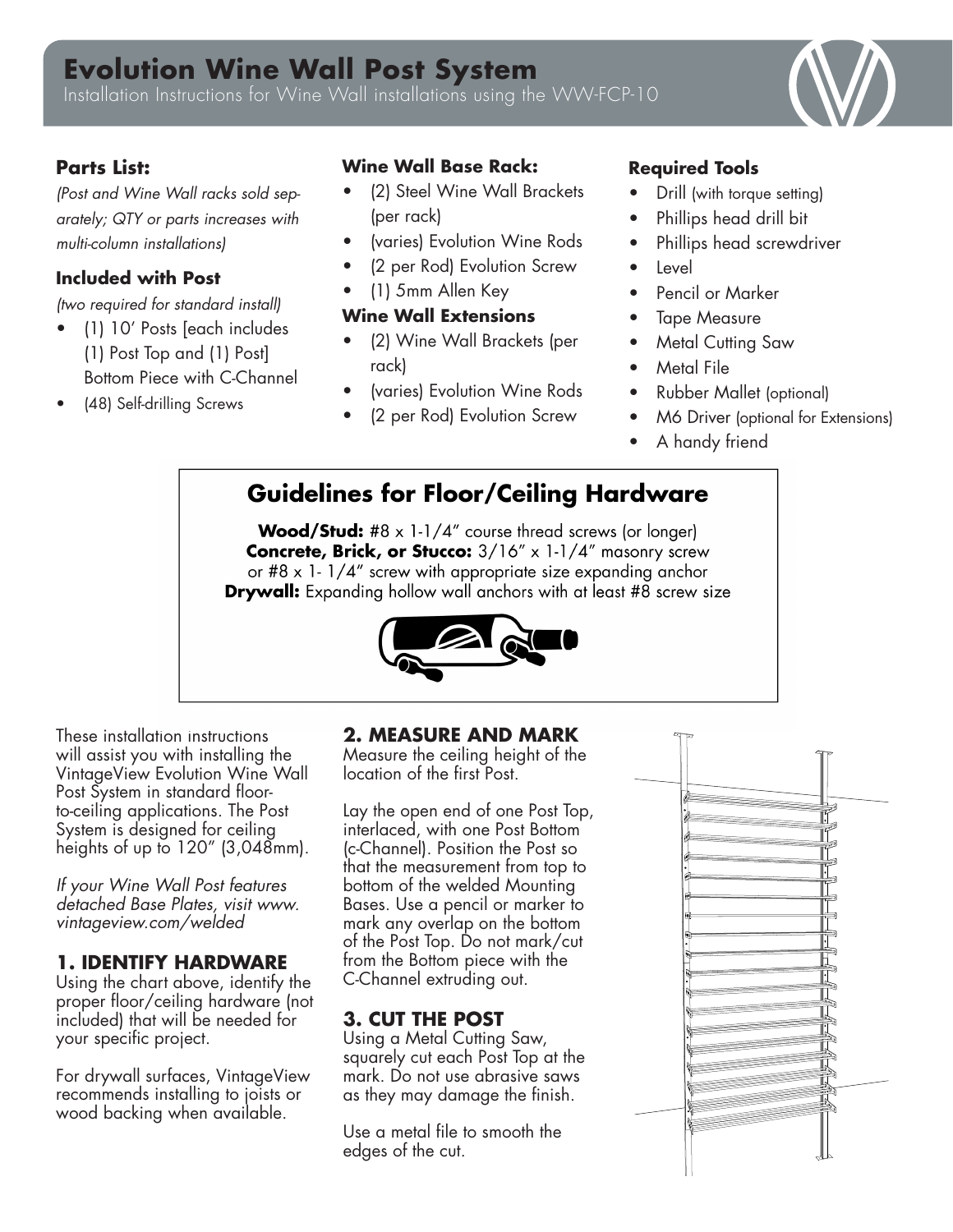# Evolution Wine Wall Post System

Installation Instructions for Wine Wall installations using the WW-FCP-10

## Parts List:

*(Post and Wine Wall racks sold separately; QTY or parts increases with multi-column installations)*

### Included with Post

*(two required for standard install)*

- (1) 10' Posts [each includes (1) Post Top and (1) Post] Bottom Piece with C-Channel
- (48) Self-drilling Screws

### Wine Wall Base Rack:

- (2) Steel Wine Wall Brackets (per rack)
- (varies) Evolution Wine Rods
- (2 per Rod) Evolution Screw
- (1) 5mm Allen Key

### Wine Wall Extensions

- (2) Wine Wall Brackets (per rack)
- (varies) Evolution Wine Rods
- (2 per Rod) Evolution Screw

### Required Tools

- Drill (with torque setting)
- Phillips head drill bit
- Phillips head screwdriver
- Level
- Pencil or Marker
- Tape Measure
- Metal Cutting Saw
- Metal File
- Rubber Mallet (optional)
- M6 Driver (optional for Extensions)
- A handy friend

## Guidelines for Floor/Ceiling Hardware

**Wood/Stud:** #8 x 1-1/4" course thread screws (or longer)
**Concrete, Brick, or Stucco:** 3/16" x 1-1/4" masonry screw or #8 x 1- 1/4" screw with appropriate size expanding anchor
**Drywall:** Expanding hollow wall anchors with at least #8 screw size

These installation instructions will assist you with installing the VintageView Evolution Wine Wall Post System in standard floor-to-ceiling applications. The Post System is designed for ceiling heights of up to 120" (3,048mm).

*If your Wine Wall Post features detached Base Plates, visit www.vintageview.com/welded*

### 1. IDENTIFY HARDWARE

Using the chart above, identify the proper floor/ceiling hardware (not included) that will be needed for your specific project.

For drywall surfaces, VintageView recommends installing to joists or wood backing when available.

### 2. MEASURE AND MARK

Measure the ceiling height of the location of the first Post.

Lay the open end of one Post Top, interlaced, with one Post Bottom (c-Channel). Position the Post so that the measurement from top to bottom of the welded Mounting Bases. Use a pencil or marker to mark any overlap on the bottom of the Post Top. Do not mark/cut from the Bottom piece with the C-Channel extruding out.

### 3. CUT THE POST

Using a Metal Cutting Saw, squarely cut each Post Top at the mark. Do not use abrasive saws as they may damage the finish.

Use a metal file to smooth the edges of the cut.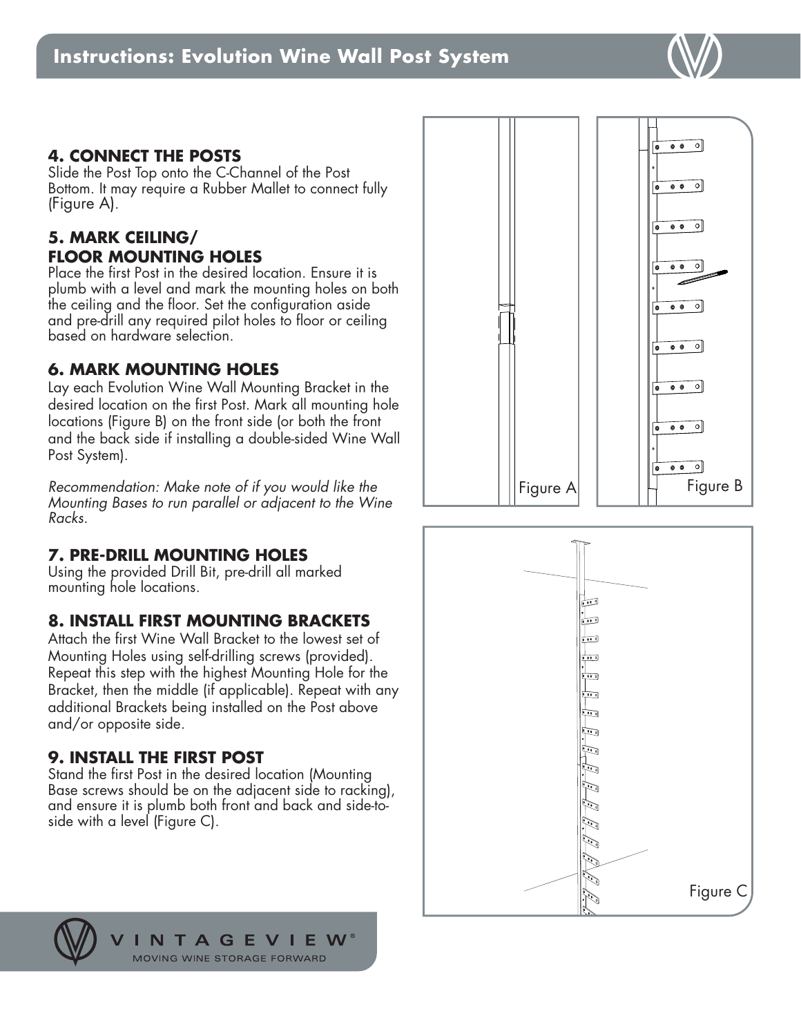## 4. CONNECT THE POSTS

Slide the Post Top onto the C-Channel of the Post Bottom. It may require a Rubber Mallet to connect fully (Figure A).

## 5. MARK CEILING/ FLOOR MOUNTING HOLES

Place the first Post in the desired location. Ensure it is plumb with a level and mark the mounting holes on both the ceiling and the floor. Set the configuration aside and pre-drill any required pilot holes to floor or ceiling based on hardware selection.

## 6. MARK MOUNTING HOLES

Lay each Evolution Wine Wall Mounting Bracket in the desired location on the first Post. Mark all mounting hole locations (Figure B) on the front side (or both the front and the back side if installing a double-sided Wine Wall Post System).

*Recommendation: Make note of if you would like the Mounting Bases to run parallel or adjacent to the Wine Racks.*

## 7. PRE-DRILL MOUNTING HOLES

Using the provided Drill Bit, pre-drill all marked mounting hole locations.

## 8. INSTALL FIRST MOUNTING BRACKETS

Attach the first Wine Wall Bracket to the lowest set of Mounting Holes using self-drilling screws (provided). Repeat this step with the highest Mounting Hole for the Bracket, then the middle (if applicable). Repeat with any additional Brackets being installed on the Post above and/or opposite side.

## 9. INSTALL THE FIRST POST

Stand the first Post in the desired location (Mounting Base screws should be on the adjacent side to racking), and ensure it is plumb both front and back and side-to-side with a level (Figure C).

Figure A

Figure B

Figure C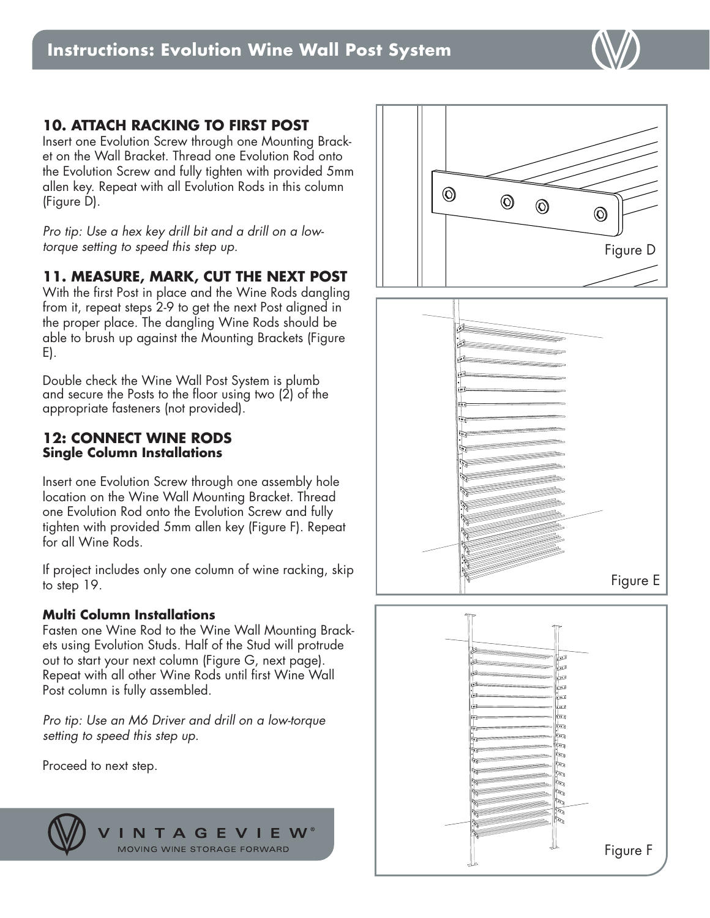## 10. ATTACH RACKING TO FIRST POST

Insert one Evolution Screw through one Mounting Bracket on the Wall Bracket. Thread one Evolution Rod onto the Evolution Screw and fully tighten with provided 5mm allen key. Repeat with all Evolution Rods in this column (Figure D).

*Pro tip: Use a hex key drill bit and a drill on a low-torque setting to speed this step up.*

## 11. MEASURE, MARK, CUT THE NEXT POST

With the first Post in place and the Wine Rods dangling from it, repeat steps 2-9 to get the next Post aligned in the proper place. The dangling Wine Rods should be able to brush up against the Mounting Brackets (Figure E).

Double check the Wine Wall Post System is plumb and secure the Posts to the floor using two (2) of the appropriate fasteners (not provided).

## 12: CONNECT WINE RODS

### Single Column Installations

Insert one Evolution Screw through one assembly hole location on the Wine Wall Mounting Bracket. Thread one Evolution Rod onto the Evolution Screw and fully tighten with provided 5mm allen key (Figure F). Repeat for all Wine Rods.

If project includes only one column of wine racking, skip to step 19.

### Multi Column Installations

Fasten one Wine Rod to the Wine Wall Mounting Brackets using Evolution Studs. Half of the Stud will protrude out to start your next column (Figure G, next page). Repeat with all other Wine Rods until first Wine Wall Post column is fully assembled.

*Pro tip: Use an M6 Driver and drill on a low-torque setting to speed this step up.*

Proceed to next step.

Figure D

Figure E

Figure F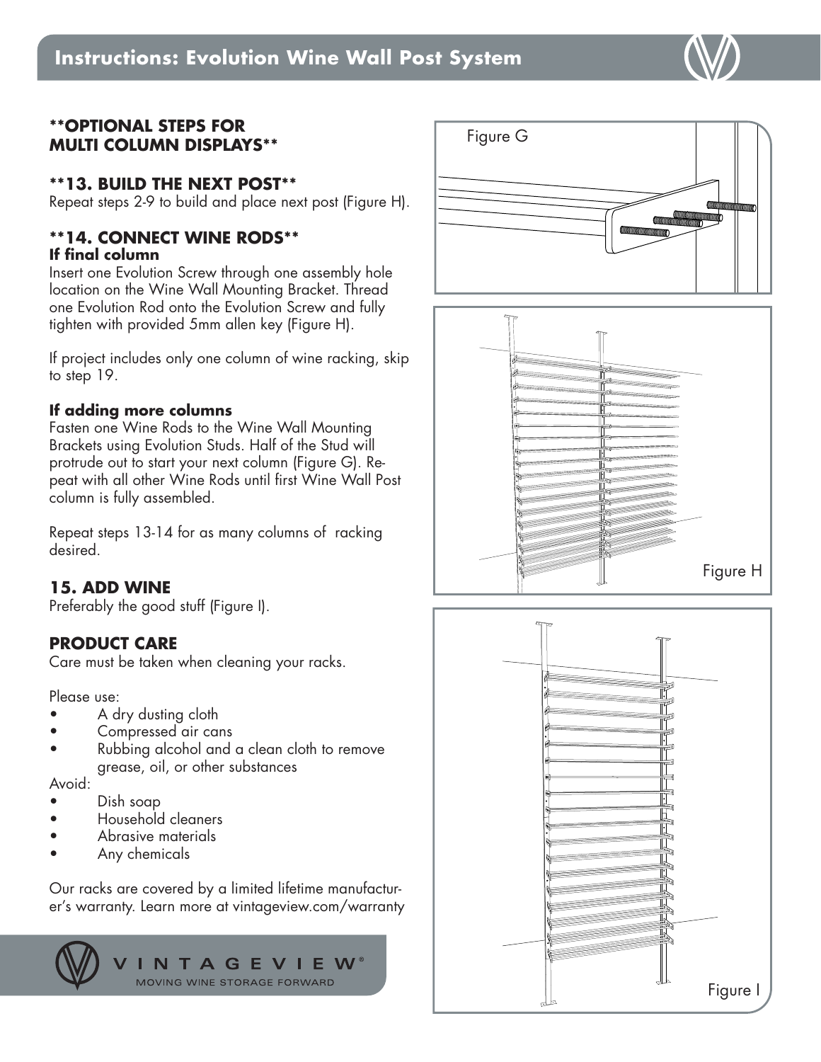**\*\*OPTIONAL STEPS FOR MULTI COLUMN DISPLAYS\*\***

### **13. BUILD THE NEXT POST**

Repeat steps 2-9 to build and place next post (Figure H).

### **14. CONNECT WINE RODS**

**If final column**

Insert one Evolution Screw through one assembly hole location on the Wine Wall Mounting Bracket. Thread one Evolution Rod onto the Evolution Screw and fully tighten with provided 5mm allen key (Figure H).

If project includes only one column of wine racking, skip to step 19.

**If adding more columns**

Fasten one Wine Rods to the Wine Wall Mounting Brackets using Evolution Studs. Half of the Stud will protrude out to start your next column (Figure G). Repeat with all other Wine Rods until first Wine Wall Post column is fully assembled.

Repeat steps 13-14 for as many columns of racking desired.

### 15. ADD WINE

Preferably the good stuff (Figure I).

### PRODUCT CARE

Care must be taken when cleaning your racks.

Please use:

- A dry dusting cloth
- Compressed air cans
- Rubbing alcohol and a clean cloth to remove grease, oil, or other substances

Avoid:

- Dish soap
- Household cleaners
- Abrasive materials
- Any chemicals

Our racks are covered by a limited lifetime manufacturer's warranty. Learn more at vintageview.com/warranty

VINTAGEVIEW®
MOVING WINE STORAGE FORWARD

Figure G

Figure H

Figure I